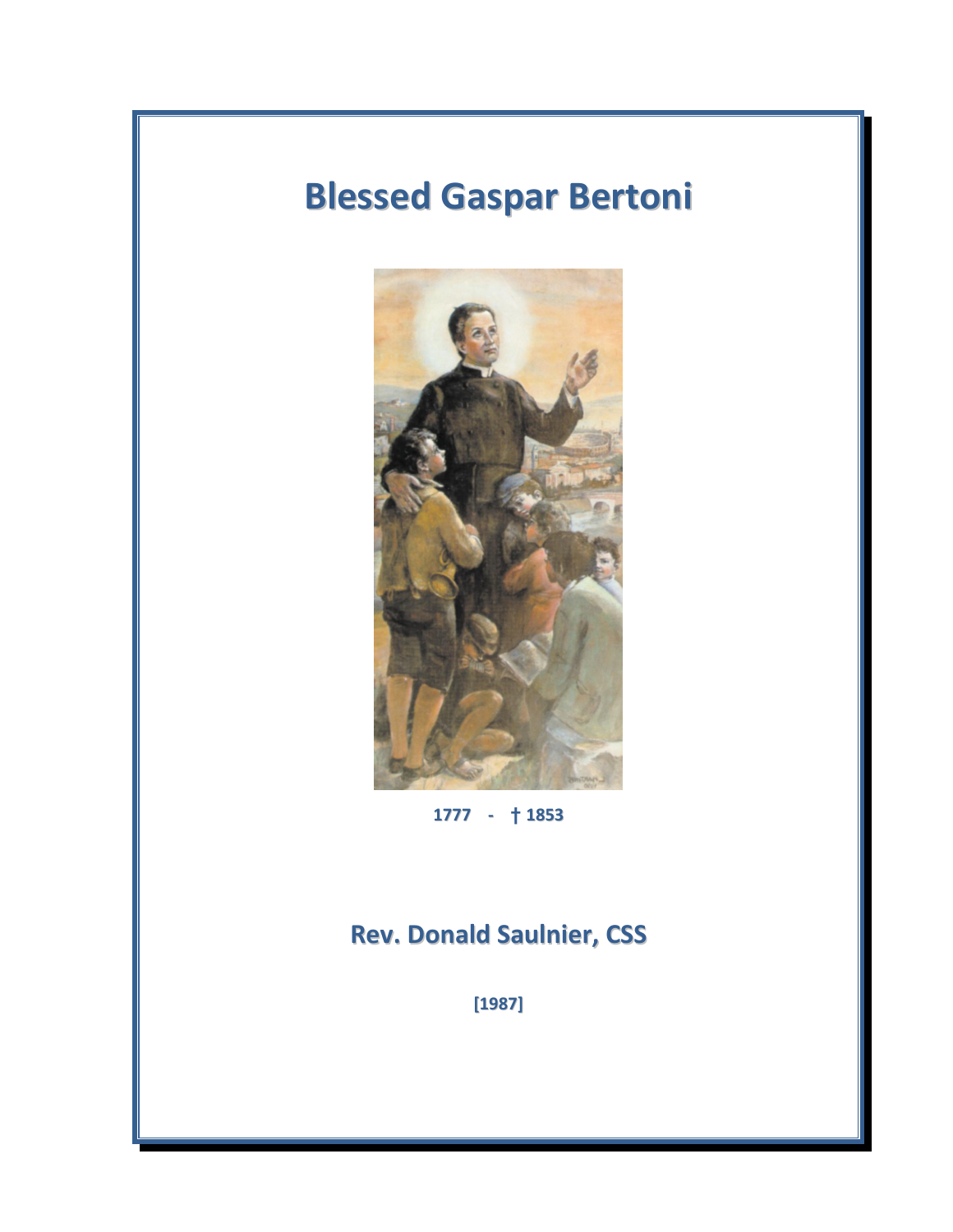# Blessed Gaspar Bertoni

**1777 - † 1853**

## Rev. Donald Saulnier, CSS

**[1987]**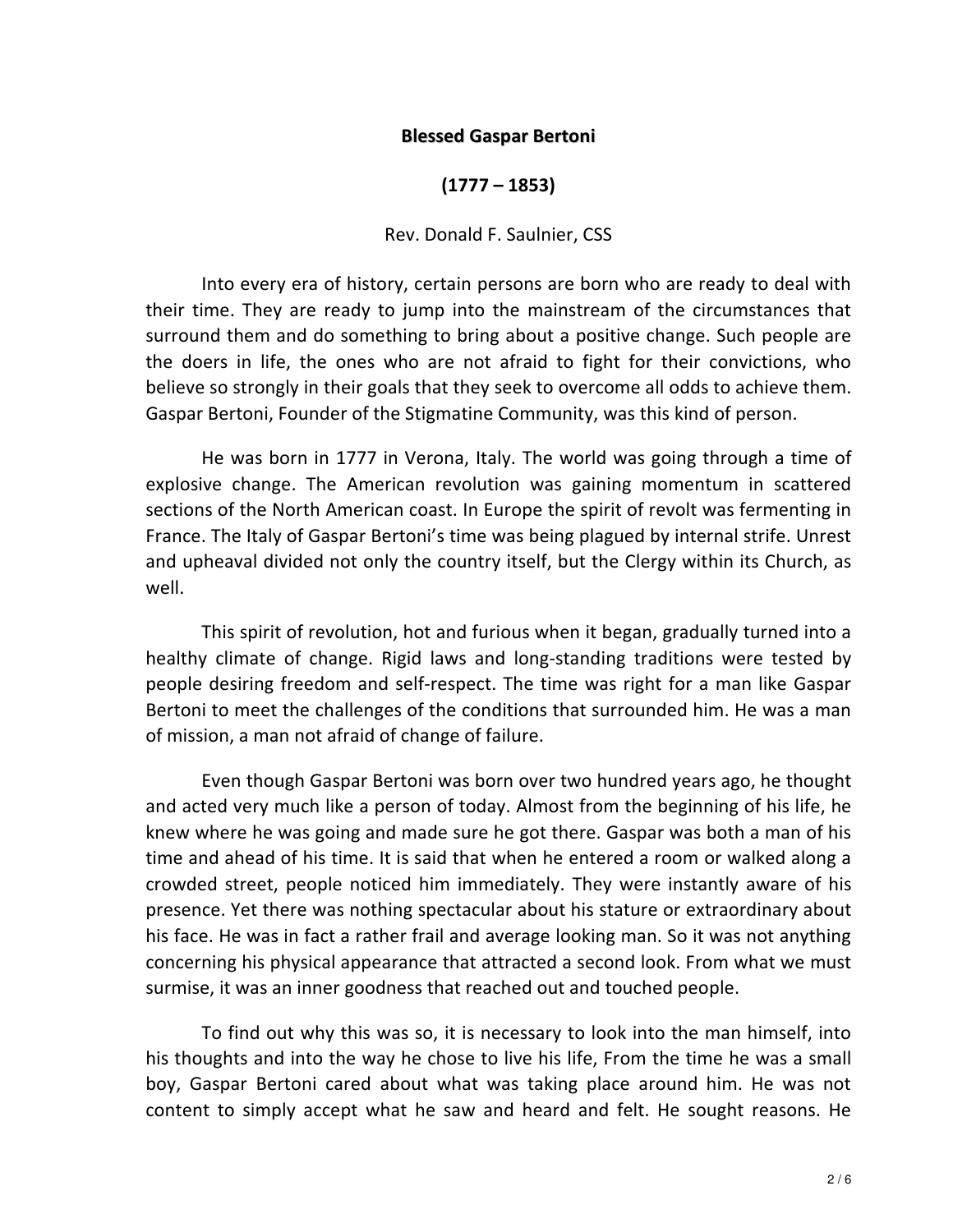**Blessed Gaspar Bertoni**

**(1777 – 1853)**

Rev. Donald F. Saulnier, CSS

Into every era of history, certain persons are born who are ready to deal with their time. They are ready to jump into the mainstream of the circumstances that surround them and do something to bring about a positive change. Such people are the doers in life, the ones who are not afraid to fight for their convictions, who believe so strongly in their goals that they seek to overcome all odds to achieve them. Gaspar Bertoni, Founder of the Stigmatine Community, was this kind of person.

He was born in 1777 in Verona, Italy. The world was going through a time of explosive change. The American revolution was gaining momentum in scattered sections of the North American coast. In Europe the spirit of revolt was fermenting in France. The Italy of Gaspar Bertoni's time was being plagued by internal strife. Unrest and upheaval divided not only the country itself, but the Clergy within its Church, as well.

This spirit of revolution, hot and furious when it began, gradually turned into a healthy climate of change. Rigid laws and long-standing traditions were tested by people desiring freedom and self-respect. The time was right for a man like Gaspar Bertoni to meet the challenges of the conditions that surrounded him. He was a man of mission, a man not afraid of change of failure.

Even though Gaspar Bertoni was born over two hundred years ago, he thought and acted very much like a person of today. Almost from the beginning of his life, he knew where he was going and made sure he got there. Gaspar was both a man of his time and ahead of his time. It is said that when he entered a room or walked along a crowded street, people noticed him immediately. They were instantly aware of his presence. Yet there was nothing spectacular about his stature or extraordinary about his face. He was in fact a rather frail and average looking man. So it was not anything concerning his physical appearance that attracted a second look. From what we must surmise, it was an inner goodness that reached out and touched people.

To find out why this was so, it is necessary to look into the man himself, into his thoughts and into the way he chose to live his life, From the time he was a small boy, Gaspar Bertoni cared about what was taking place around him. He was not content to simply accept what he saw and heard and felt. He sought reasons. He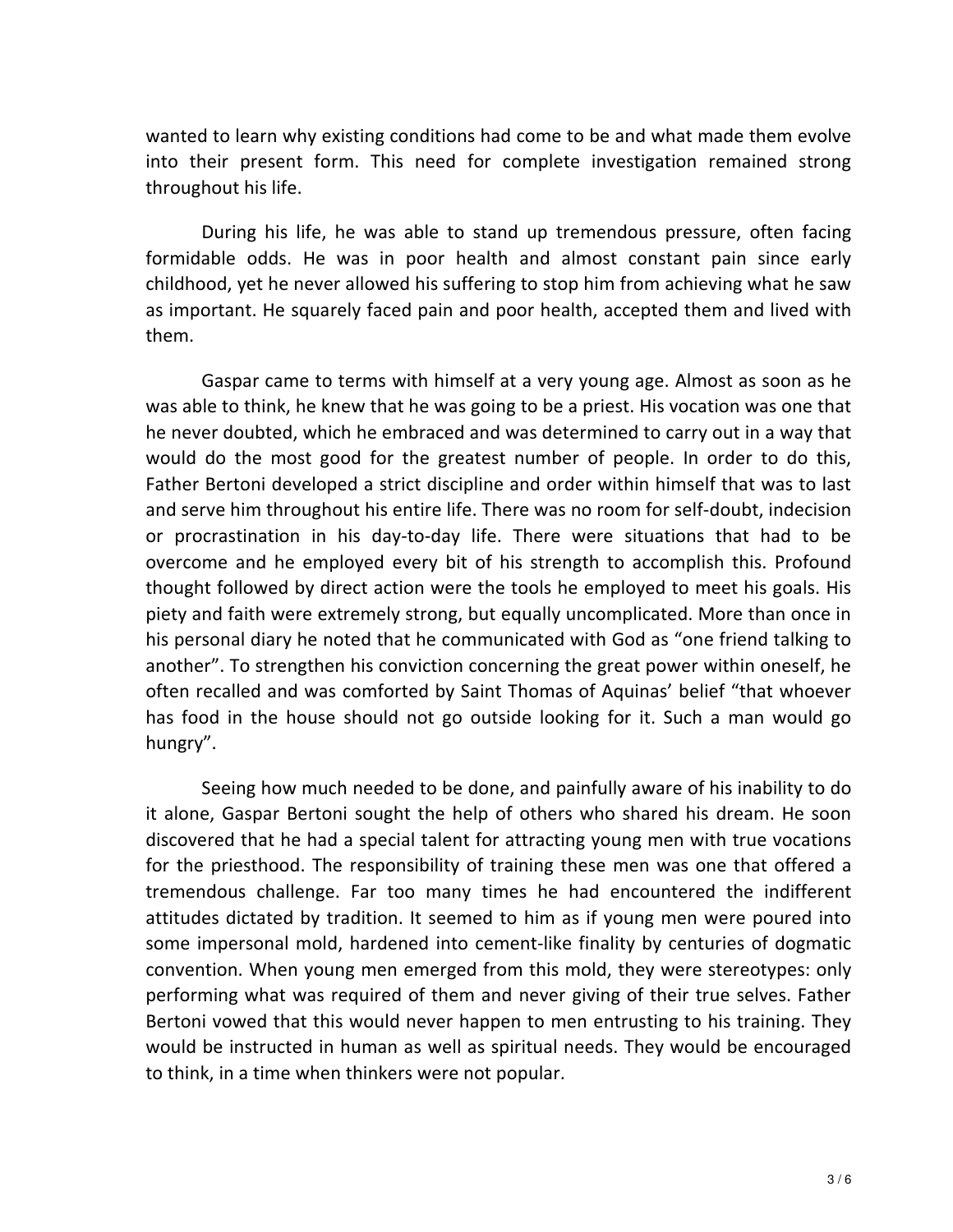wanted to learn why existing conditions had come to be and what made them evolve into their present form. This need for complete investigation remained strong throughout his life.

During his life, he was able to stand up tremendous pressure, often facing formidable odds. He was in poor health and almost constant pain since early childhood, yet he never allowed his suffering to stop him from achieving what he saw as important. He squarely faced pain and poor health, accepted them and lived with them.

Gaspar came to terms with himself at a very young age. Almost as soon as he was able to think, he knew that he was going to be a priest. His vocation was one that he never doubted, which he embraced and was determined to carry out in a way that would do the most good for the greatest number of people. In order to do this, Father Bertoni developed a strict discipline and order within himself that was to last and serve him throughout his entire life. There was no room for self-doubt, indecision or procrastination in his day-to-day life. There were situations that had to be overcome and he employed every bit of his strength to accomplish this. Profound thought followed by direct action were the tools he employed to meet his goals. His piety and faith were extremely strong, but equally uncomplicated. More than once in his personal diary he noted that he communicated with God as "one friend talking to another". To strengthen his conviction concerning the great power within oneself, he often recalled and was comforted by Saint Thomas of Aquinas' belief "that whoever has food in the house should not go outside looking for it. Such a man would go hungry".

Seeing how much needed to be done, and painfully aware of his inability to do it alone, Gaspar Bertoni sought the help of others who shared his dream. He soon discovered that he had a special talent for attracting young men with true vocations for the priesthood. The responsibility of training these men was one that offered a tremendous challenge. Far too many times he had encountered the indifferent attitudes dictated by tradition. It seemed to him as if young men were poured into some impersonal mold, hardened into cement-like finality by centuries of dogmatic convention. When young men emerged from this mold, they were stereotypes: only performing what was required of them and never giving of their true selves. Father Bertoni vowed that this would never happen to men entrusting to his training. They would be instructed in human as well as spiritual needs. They would be encouraged to think, in a time when thinkers were not popular.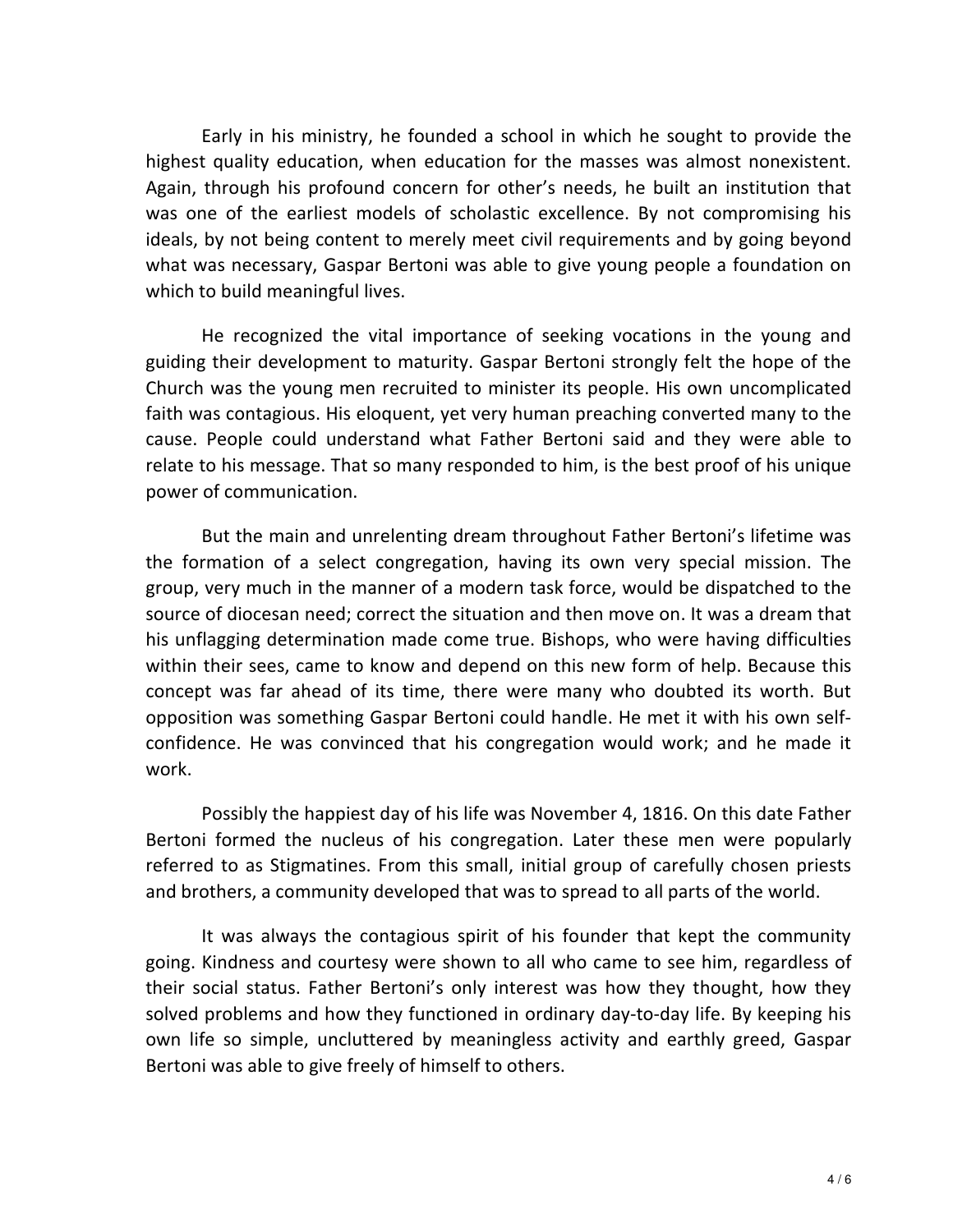Early in his ministry, he founded a school in which he sought to provide the highest quality education, when education for the masses was almost nonexistent. Again, through his profound concern for other's needs, he built an institution that was one of the earliest models of scholastic excellence. By not compromising his ideals, by not being content to merely meet civil requirements and by going beyond what was necessary, Gaspar Bertoni was able to give young people a foundation on which to build meaningful lives.

He recognized the vital importance of seeking vocations in the young and guiding their development to maturity. Gaspar Bertoni strongly felt the hope of the Church was the young men recruited to minister its people. His own uncomplicated faith was contagious. His eloquent, yet very human preaching converted many to the cause. People could understand what Father Bertoni said and they were able to relate to his message. That so many responded to him, is the best proof of his unique power of communication.

But the main and unrelenting dream throughout Father Bertoni's lifetime was the formation of a select congregation, having its own very special mission. The group, very much in the manner of a modern task force, would be dispatched to the source of diocesan need; correct the situation and then move on. It was a dream that his unflagging determination made come true. Bishops, who were having difficulties within their sees, came to know and depend on this new form of help. Because this concept was far ahead of its time, there were many who doubted its worth. But opposition was something Gaspar Bertoni could handle. He met it with his own self-confidence. He was convinced that his congregation would work; and he made it work.

Possibly the happiest day of his life was November 4, 1816. On this date Father Bertoni formed the nucleus of his congregation. Later these men were popularly referred to as Stigmatines. From this small, initial group of carefully chosen priests and brothers, a community developed that was to spread to all parts of the world.

It was always the contagious spirit of his founder that kept the community going. Kindness and courtesy were shown to all who came to see him, regardless of their social status. Father Bertoni's only interest was how they thought, how they solved problems and how they functioned in ordinary day-to-day life. By keeping his own life so simple, uncluttered by meaningless activity and earthly greed, Gaspar Bertoni was able to give freely of himself to others.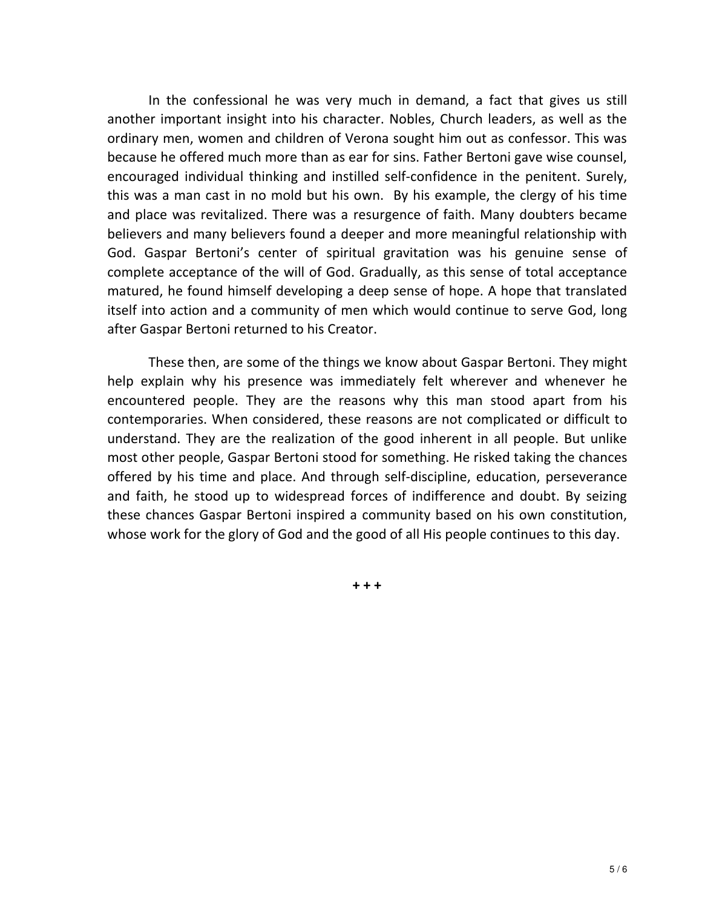In the confessional he was very much in demand, a fact that gives us still another important insight into his character. Nobles, Church leaders, as well as the ordinary men, women and children of Verona sought him out as confessor. This was because he offered much more than as ear for sins. Father Bertoni gave wise counsel, encouraged individual thinking and instilled self-confidence in the penitent. Surely, this was a man cast in no mold but his own. By his example, the clergy of his time and place was revitalized. There was a resurgence of faith. Many doubters became believers and many believers found a deeper and more meaningful relationship with God. Gaspar Bertoni's center of spiritual gravitation was his genuine sense of complete acceptance of the will of God. Gradually, as this sense of total acceptance matured, he found himself developing a deep sense of hope. A hope that translated itself into action and a community of men which would continue to serve God, long after Gaspar Bertoni returned to his Creator.

These then, are some of the things we know about Gaspar Bertoni. They might help explain why his presence was immediately felt wherever and whenever he encountered people. They are the reasons why this man stood apart from his contemporaries. When considered, these reasons are not complicated or difficult to understand. They are the realization of the good inherent in all people. But unlike most other people, Gaspar Bertoni stood for something. He risked taking the chances offered by his time and place. And through self-discipline, education, perseverance and faith, he stood up to widespread forces of indifference and doubt. By seizing these chances Gaspar Bertoni inspired a community based on his own constitution, whose work for the glory of God and the good of all His people continues to this day.

**+ + +**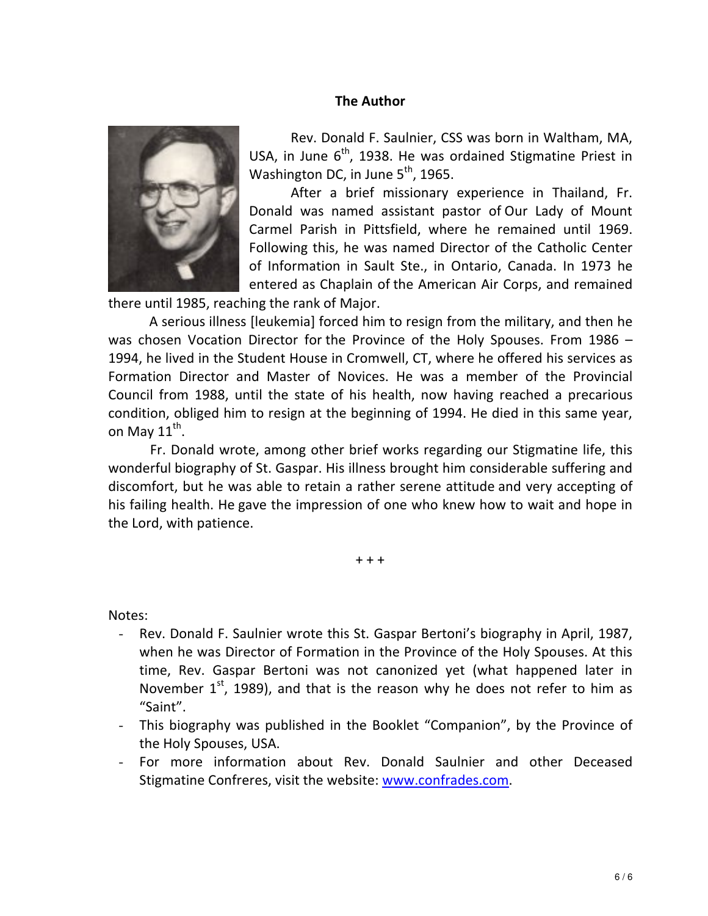## The Author

Rev. Donald F. Saulnier, CSS was born in Waltham, MA, USA, in June 6th, 1938. He was ordained Stigmatine Priest in Washington DC, in June 5th, 1965.

After a brief missionary experience in Thailand, Fr. Donald was named assistant pastor of Our Lady of Mount Carmel Parish in Pittsfield, where he remained until 1969. Following this, he was named Director of the Catholic Center of Information in Sault Ste., in Ontario, Canada. In 1973 he entered as Chaplain of the American Air Corps, and remained there until 1985, reaching the rank of Major.

A serious illness [leukemia] forced him to resign from the military, and then he was chosen Vocation Director for the Province of the Holy Spouses. From 1986 – 1994, he lived in the Student House in Cromwell, CT, where he offered his services as Formation Director and Master of Novices. He was a member of the Provincial Council from 1988, until the state of his health, now having reached a precarious condition, obliged him to resign at the beginning of 1994. He died in this same year, on May 11th.

Fr. Donald wrote, among other brief works regarding our Stigmatine life, this wonderful biography of St. Gaspar. His illness brought him considerable suffering and discomfort, but he was able to retain a rather serene attitude and very accepting of his failing health. He gave the impression of one who knew how to wait and hope in the Lord, with patience.

+ + +

Notes:

- Rev. Donald F. Saulnier wrote this St. Gaspar Bertoni's biography in April, 1987, when he was Director of Formation in the Province of the Holy Spouses. At this time, Rev. Gaspar Bertoni was not canonized yet (what happened later in November 1st, 1989), and that is the reason why he does not refer to him as "Saint".
- This biography was published in the Booklet "Companion", by the Province of the Holy Spouses, USA.
- For more information about Rev. Donald Saulnier and other Deceased Stigmatine Confreres, visit the website: www.confrades.com.